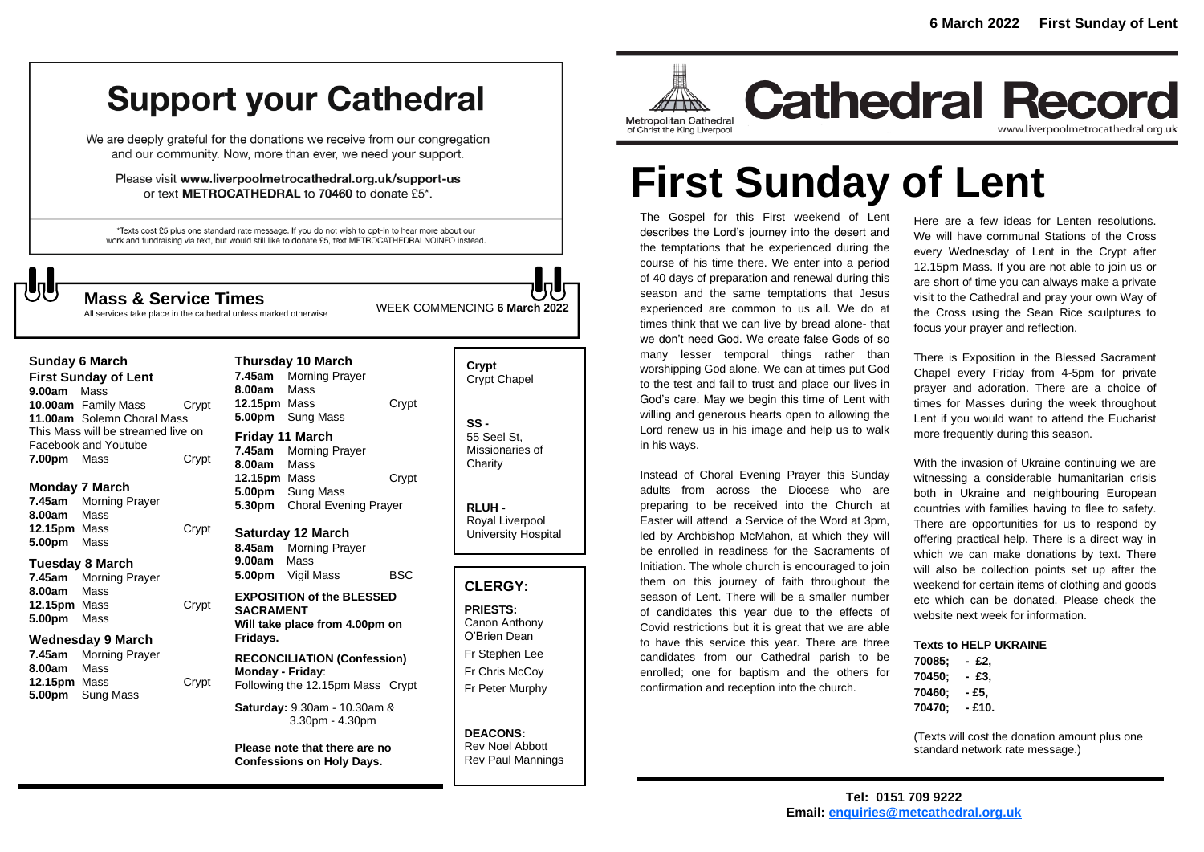# Support your Cathedral

We are deeply grateful for the donations we receive from our congregation and our community. Now, more than ever, we need your support.

Please visit **www.liverpoolmetrocathedral.org.uk/support-us** or text **METROCATHEDRAL** to **70460** to donate £5*.

*Texts cost £5 plus one standard rate message. If you do not wish to opt-in to hear more about our work and fundraising via text, but would still like to donate £5, text METROCATHEDRALNOINFO instead.

## Mass & Service Times

All services take place in the cathedral unless marked otherwise

WEEK COMMENCING **6 March 2022**

### Sunday 6 March
**First Sunday of Lent**

**9.00am** Mass
**10.00am** Family Mass — Crypt
**11.00am** Solemn Choral Mass
This Mass will be streamed live on Facebook and Youtube
**7.00pm** Mass — Crypt

### Monday 7 March
**7.45am** Morning Prayer
**8.00am** Mass
**12.15pm** Mass — Crypt
**5.00pm** Mass

### Tuesday 8 March
**7.45am** Morning Prayer
**8.00am** Mass
**12.15pm** Mass — Crypt
**5.00pm** Mass

### Wednesday 9 March
**7.45am** Morning Prayer
**8.00am** Mass
**12.15pm** Mass — Crypt
**5.00pm** Sung Mass

### Thursday 10 March
**7.45am** Morning Prayer
**8.00am** Mass
**12.15pm** Mass — Crypt
**5.00pm** Sung Mass

### Friday 11 March
**7.45am** Morning Prayer
**8.00am** Mass
**12.15pm** Mass — Crypt
**5.00pm** Sung Mass
**5.30pm** Choral Evening Prayer

### Saturday 12 March
**8.45am** Morning Prayer
**9.00am** Mass
**5.00pm** Vigil Mass — BSC

**EXPOSITION of the BLESSED SACRAMENT**
**Will take place from 4.00pm on Fridays.**

**RECONCILIATION (Confession)**
**Monday - Friday**: Following the 12.15pm Mass — Crypt

**Saturday:** 9.30am - 10.30am & 3.30pm - 4.30pm

**Please note that there are no Confessions on Holy Days.**

**Crypt** Crypt Chapel

**SS -** 55 Seel St, Missionaries of Charity

**RLUH -** Royal Liverpool University Hospital

## CLERGY:

**PRIESTS:**
Canon Anthony O'Brien Dean
Fr Stephen Lee
Fr Chris McCoy
Fr Peter Murphy

**DEACONS:**
Rev Noel Abbott
Rev Paul Mannings

# Cathedral Record

Metropolitan Cathedral of Christ the King Liverpool
www.liverpoolmetrocathedral.org.uk

# First Sunday of Lent

The Gospel for this First weekend of Lent describes the Lord's journey into the desert and the temptations that he experienced during the course of his time there. We enter into a period of 40 days of preparation and renewal during this season and the same temptations that Jesus experienced are common to us all. We do at times think that we can live by bread alone- that we don't need God. We create false Gods of so many lesser temporal things rather than worshipping God alone. We can at times put God to the test and fail to trust and place our lives in God's care. May we begin this time of Lent with willing and generous hearts open to allowing the Lord renew us in his image and help us to walk in his ways.

Instead of Choral Evening Prayer this Sunday adults from across the Diocese who are preparing to be received into the Church at Easter will attend a Service of the Word at 3pm, led by Archbishop McMahon, at which they will be enrolled in readiness for the Sacraments of Initiation. The whole church is encouraged to join them on this journey of faith throughout the season of Lent. There will be a smaller number of candidates this year due to the effects of Covid restrictions but it is great that we are able to have this service this year. There are three candidates from our Cathedral parish to be enrolled; one for baptism and the others for confirmation and reception into the church.

Here are a few ideas for Lenten resolutions. We will have communal Stations of the Cross every Wednesday of Lent in the Crypt after 12.15pm Mass. If you are not able to join us or are short of time you can always make a private visit to the Cathedral and pray your own Way of the Cross using the Sean Rice sculptures to focus your prayer and reflection.

There is Exposition in the Blessed Sacrament Chapel every Friday from 4-5pm for private prayer and adoration. There are a choice of times for Masses during the week throughout Lent if you would want to attend the Eucharist more frequently during this season.

With the invasion of Ukraine continuing we are witnessing a considerable humanitarian crisis both in Ukraine and neighbouring European countries with families having to flee to safety. There are opportunities for us to respond by offering practical help. There is a direct way in which we can make donations by text. There will also be collection points set up after the weekend for certain items of clothing and goods etc which can be donated. Please check the website next week for information.

**Texts to HELP UKRAINE**

**70085; - £2,**
**70450; - £3,**
**70460; - £5,**
**70470; - £10.**

(Texts will cost the donation amount plus one standard network rate message.)

**Tel: 0151 709 9222**
**Email: enquiries@metcathedral.org.uk**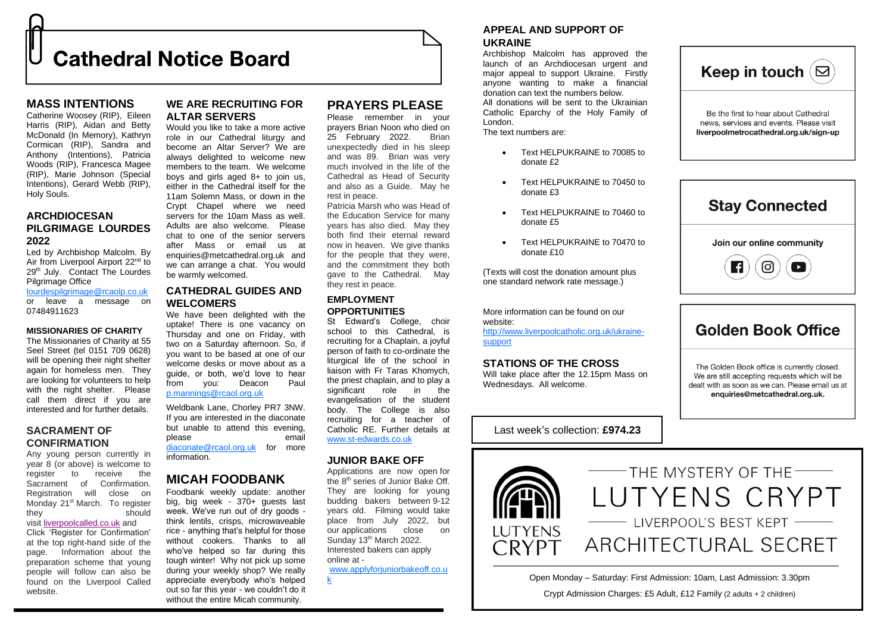# Cathedral Notice Board

## MASS INTENTIONS

Catherine Woosey (RIP), Eileen Harris (RIP), Aidan and Betty McDonald (In Memory), Kathryn Cormican (RIP), Sandra and Anthony (Intentions), Patricia Woods (RIP), Francesca Magee (RIP), Marie Johnson (Special Intentions), Gerard Webb (RIP), Holy Souls.

## ARCHDIOCESAN PILGRIMAGE LOURDES 2022

Led by Archbishop Malcolm. By Air from Liverpool Airport 22nd to 29th July. Contact The Lourdes Pilgrimage Office lourdespilgrimage@rcaolp.co.uk or leave a message on 07484911623

### MISSIONARIES OF CHARITY

The Missionaries of Charity at 55 Seel Street (tel 0151 709 0628) will be opening their night shelter again for homeless men. They are looking for volunteers to help with the night shelter. Please call them direct if you are interested and for further details.

## SACRAMENT OF CONFIRMATION

Any young person currently in year 8 (or above) is welcome to register to receive the Sacrament of Confirmation. Registration will close on Monday 21st March. To register they should visit liverpoolcalled.co.uk and Click 'Register for Confirmation' at the top right-hand side of the page. Information about the preparation scheme that young people will follow can also be found on the Liverpool Called website.

## WE ARE RECRUITING FOR ALTAR SERVERS

Would you like to take a more active role in our Cathedral liturgy and become an Altar Server? We are always delighted to welcome new members to the team. We welcome boys and girls aged 8+ to join us, either in the Cathedral itself for the 11am Solemn Mass, or down in the Crypt Chapel where we need servers for the 10am Mass as well. Adults are also welcome. Please chat to one of the senior servers after Mass or email us at enquiries@metcathedral.org.uk and we can arrange a chat. You would be warmly welcomed.

## CATHEDRAL GUIDES AND WELCOMERS

We have been delighted with the uptake! There is one vacancy on Thursday and one on Friday, with two on a Saturday afternoon. So, if you want to be based at one of our welcome desks or move about as a guide, or both, we'd love to hear from you: Deacon Paul p.mannings@rcaol.org.uk

Weldbank Lane, Chorley PR7 3NW. If you are interested in the diaconate but unable to attend this evening, please email diaconate@rcaol.org.uk for more information.

## MICAH FOODBANK

Foodbank weekly update: another big, big week - 370+ guests last week. We've run out of dry goods - think lentils, crisps, microwaveable rice - anything that's helpful for those without cookers. Thanks to all who've helped so far during this tough winter! Why not pick up some during your weekly shop? We really appreciate everybody who's helped out so far this year - we couldn't do it without the entire Micah community.

## PRAYERS PLEASE

Please remember in your prayers Brian Noon who died on 25 February 2022. Brian unexpectedly died in his sleep and was 89. Brian was very much involved in the life of the Cathedral as Head of Security and also as a Guide. May he rest in peace.

Patricia Marsh who was Head of the Education Service for many years has also died. May they both find their eternal reward now in heaven. We give thanks for the people that they were, and the commitment they both gave to the Cathedral. May they rest in peace.

### EMPLOYMENT OPPORTUNITIES

St Edward's College, choir school to this Cathedral, is recruiting for a Chaplain, a joyful person of faith to co-ordinate the liturgical life of the school in liaison with Fr Taras Khomych, the priest chaplain, and to play a significant role in the evangelisation of the student body. The College is also recruiting for a teacher of Catholic RE. Further details at www.st-edwards.co.uk

### JUNIOR BAKE OFF

Applications are now open for the 8th series of Junior Bake Off. They are looking for young budding bakers between 9-12 years old. Filming would take place from July 2022, but our applications close on Sunday 13th March 2022. Interested bakers can apply online at - www.applyforjuniorbakeoff.co.uk

### APPEAL AND SUPPORT OF UKRAINE

Archbishop Malcolm has approved the launch of an Archdiocesan urgent and major appeal to support Ukraine. Firstly anyone wanting to make a financial donation can text the numbers below. All donations will be sent to the Ukrainian Catholic Eparchy of the Holy Family of London.

The text numbers are:

- Text HELPUKRAINE to 70085 to donate £2
- Text HELPUKRAINE to 70450 to donate £3
- Text HELPUKRAINE to 70460 to donate £5
- Text HELPUKRAINE to 70470 to donate £10

(Texts will cost the donation amount plus one standard network rate message.)

More information can be found on our website: http://www.liverpoolcatholic.org.uk/ukraine-support

### STATIONS OF THE CROSS

Will take place after the 12.15pm Mass on Wednesdays. All welcome.

Last week's collection: **£974.23**

## Keep in touch

Be the first to hear about Cathedral news, services and events. Please visit **liverpoolmetrocathedral.org.uk/sign-up**

## Stay Connected

**Join our online community**

## Golden Book Office

The Golden Book office is currently closed. We are still accepting requests which will be dealt with as soon as we can. Please email us at **enquiries@metcathedral.org.uk.**

LUTYENS CRYPT

THE MYSTERY OF THE LUTYENS CRYPT

LIVERPOOL'S BEST KEPT ARCHITECTURAL SECRET

Open Monday – Saturday: First Admission: 10am, Last Admission: 3.30pm

Crypt Admission Charges: £5 Adult, £12 Family (2 adults + 2 children)